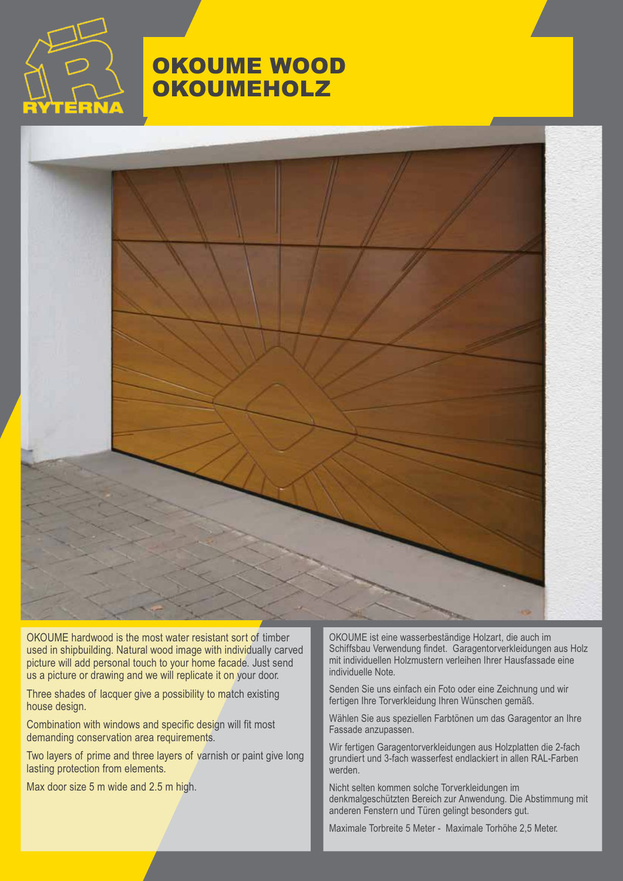RYTERNA

# OKOUME WOOD
# OKOUMEHOLZ

OKOUME hardwood is the most water resistant sort of timber used in shipbuilding. Natural wood image with individually carved picture will add personal touch to your home facade. Just send us a picture or drawing and we will replicate it on your door.

Three shades of lacquer give a possibility to match existing house design.

Combination with windows and specific design will fit most demanding conservation area requirements.

Two layers of prime and three layers of varnish or paint give long lasting protection from elements.

Max door size 5 m wide and 2.5 m high.

OKOUME ist eine wasserbeständige Holzart, die auch im Schiffsbau Verwendung findet. Garagentorverkleidungen aus Holz mit individuellen Holzmustern verleihen Ihrer Hausfassade eine individuelle Note.

Senden Sie uns einfach ein Foto oder eine Zeichnung und wir fertigen Ihre Torverkleidung Ihren Wünschen gemäß.

Wählen Sie aus speziellen Farbtönen um das Garagentor an Ihre Fassade anzupassen.

Wir fertigen Garagentorverkleidungen aus Holzplatten die 2-fach grundiert und 3-fach wasserfest endlackiert in allen RAL-Farben werden.

Nicht selten kommen solche Torverkleidungen im denkmalgeschützten Bereich zur Anwendung. Die Abstimmung mit anderen Fenstern und Türen gelingt besonders gut.

Maximale Torbreite 5 Meter - Maximale Torhöhe 2,5 Meter.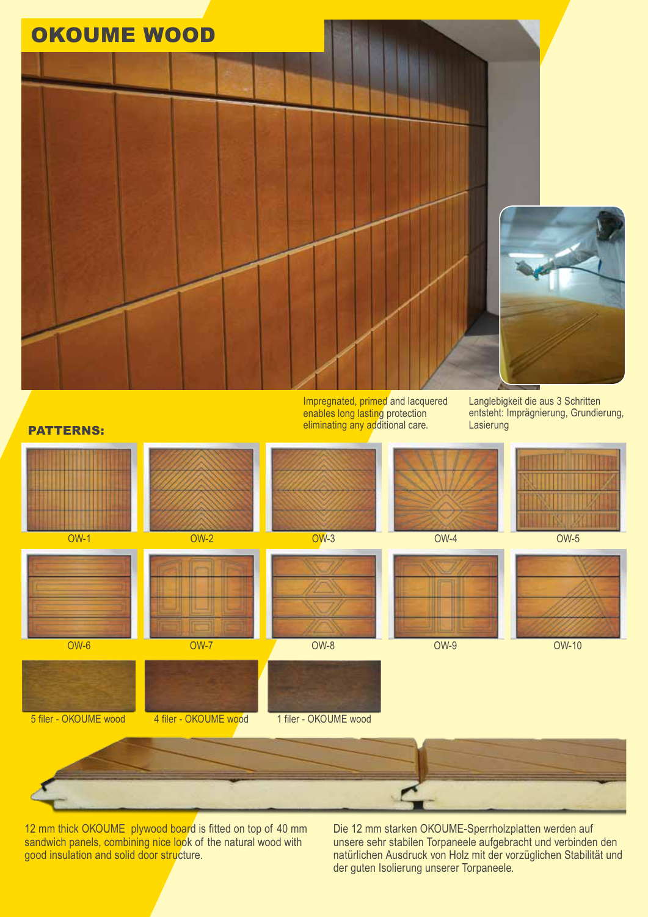# OKOUME WOOD

Impregnated, primed and lacquered enables long lasting protection eliminating any additional care.

Langlebigkeit die aus 3 Schritten entsteht: Imprägnierung, Grundierung, Lasierung

## PATTERNS:

OW-1

OW-2

OW-3

OW-4

OW-5

OW-6

OW-7

OW-8

OW-9

OW-10

5 filer - OKOUME wood

4 filer - OKOUME wood

1 filer - OKOUME wood

12 mm thick OKOUME plywood board is fitted on top of 40 mm sandwich panels, combining nice look of the natural wood with good insulation and solid door structure.

Die 12 mm starken OKOUME-Sperrholzplatten werden auf unsere sehr stabilen Torpaneele aufgebracht und verbinden den natürlichen Ausdruck von Holz mit der vorzüglichen Stabilität und der guten Isolierung unserer Torpaneele.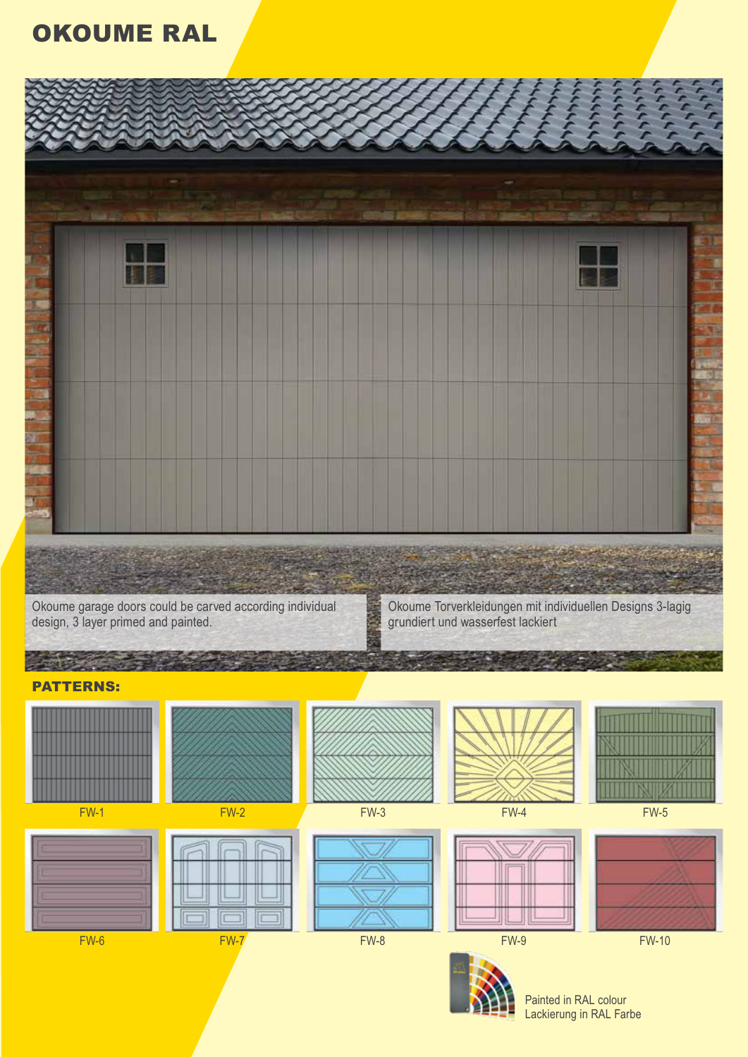# OKOUME RAL

Okoume garage doors could be carved according individual design, 3 layer primed and painted.

Okoume Torverkleidungen mit individuellen Designs 3-lagig grundiert und wasserfest lackiert

**PATTERNS:**

FW-1

FW-2

FW-3

FW-4

FW-5

FW-6

FW-7

FW-8

FW-9

FW-10

Painted in RAL colour
Lackierung in RAL Farbe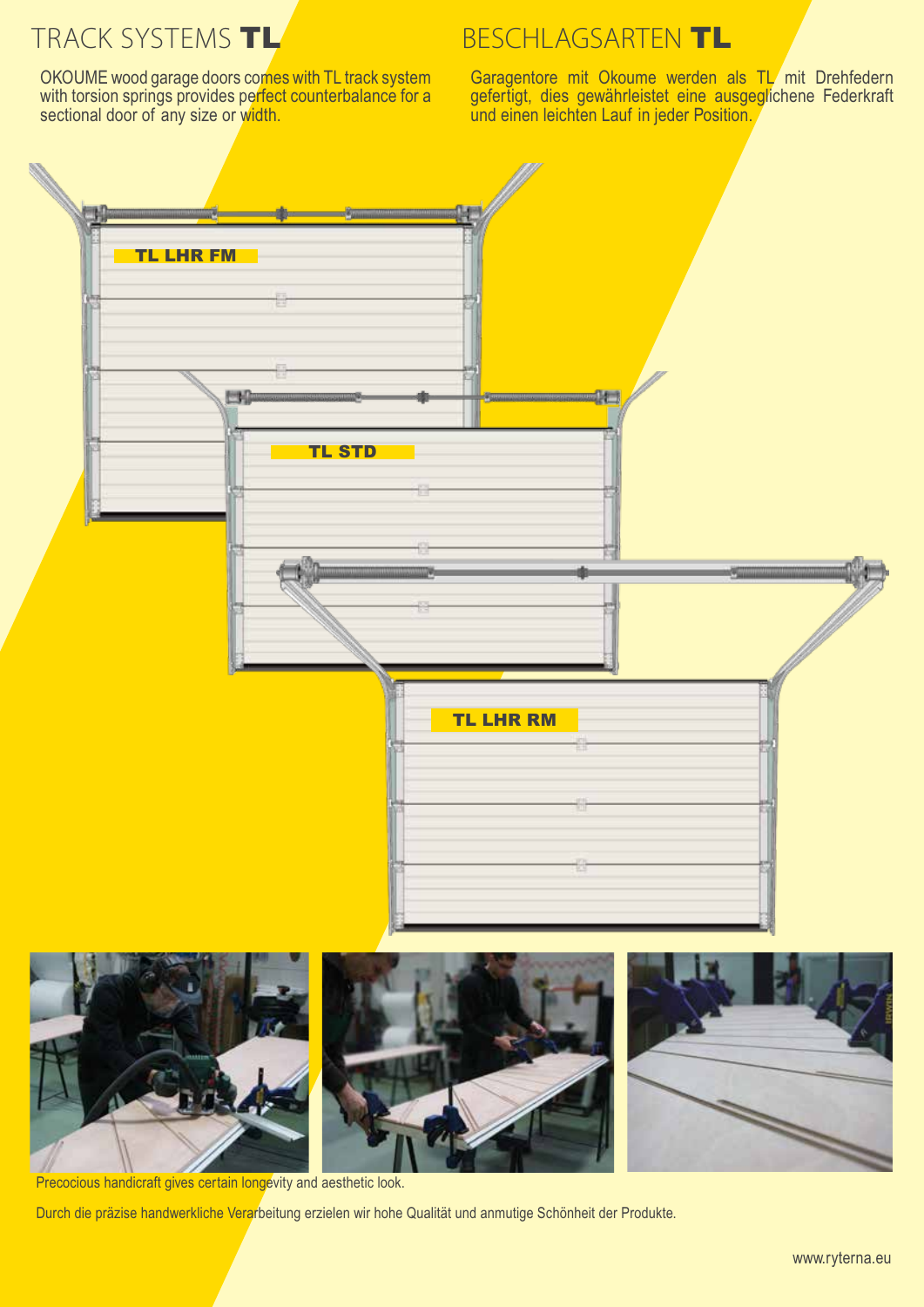# TRACK SYSTEMS **TL**

OKOUME wood garage doors comes with TL track system with torsion springs provides perfect counterbalance for a sectional door of any size or width.

# BESCHLAGSARTEN **TL**

Garagentore mit Okoume werden als TL mit Drehfedern gefertigt, dies gewährleistet eine ausgeglichene Federkraft und einen leichten Lauf in jeder Position.

TL LHR FM

TL STD

TL LHR RM

Precocious handicraft gives certain longevity and aesthetic look.

Durch die präzise handwerkliche Verarbeitung erzielen wir hohe Qualität und anmutige Schönheit der Produkte.

www.ryterna.eu